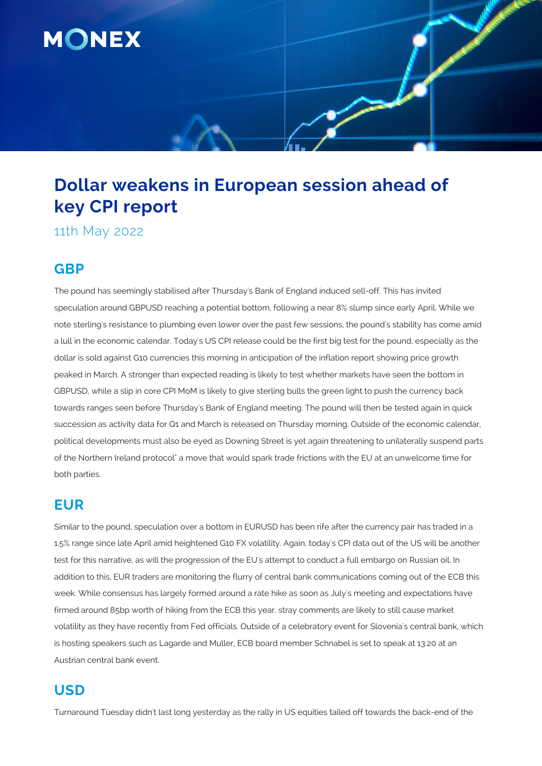# Dollar weakens in European session ahead of key CPI report

11th May 2022

## GBP

The pound has seemingly stabilised after Thursday's Bank of England induced sell-off. This has invited speculation around GBPUSD reaching a potential bottom, following a near 8% slump since early April. While we note sterling's resistance to plumbing even lower over the past few sessions, the pound's stability has come amid a lull in the economic calendar. Today's US CPI release could be the first big test for the pound, especially as the dollar is sold against G10 currencies this morning in anticipation of the inflation report showing price growth peaked in March. A stronger than expected reading is likely to test whether markets have seen the bottom in GBPUSD, while a slip in core CPI MoM is likely to give sterling bulls the green light to push the currency back towards ranges seen before Thursday's Bank of England meeting. The pound will then be tested again in quick succession as activity data for Q1 and March is released on Thursday morning. Outside of the economic calendar, political developments must also be eyed as Downing Street is yet again threatening to unilaterally suspend parts of the Northern Ireland protocol' a move that would spark trade frictions with the EU at an unwelcome time for both parties.

## EUR

Similar to the pound, speculation over a bottom in EURUSD has been rife after the currency pair has traded in a 1.5% range since late April amid heightened G10 FX volatility. Again, today's CPI data out of the US will be another test for this narrative, as will the progression of the EU's attempt to conduct a full embargo on Russian oil. In addition to this, EUR traders are monitoring the flurry of central bank communications coming out of the ECB this week. While consensus has largely formed around a rate hike as soon as July's meeting and expectations have firmed around 85bp worth of hiking from the ECB this year, stray comments are likely to still cause market volatility as they have recently from Fed officials. Outside of a celebratory event for Slovenia's central bank, which is hosting speakers such as Lagarde and Muller, ECB board member Schnabel is set to speak at 13:20 at an Austrian central bank event.

## USD

Turnaround Tuesday didn't last long yesterday as the rally in US equities tailed off towards the back-end of the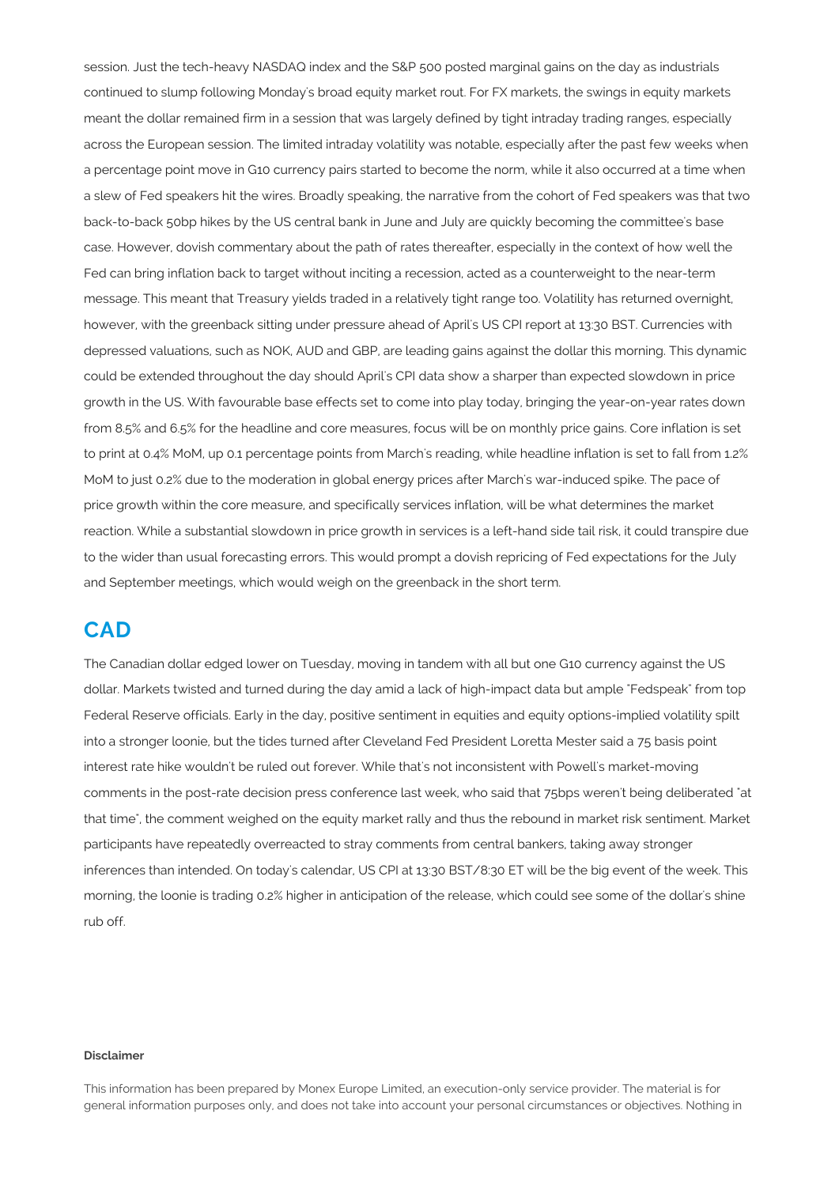session. Just the tech-heavy NASDAQ index and the S&P 500 posted marginal gains on the day as industrials continued to slump following Monday's broad equity market rout. For FX markets, the swings in equity markets meant the dollar remained firm in a session that was largely defined by tight intraday trading ranges, especially across the European session. The limited intraday volatility was notable, especially after the past few weeks when a percentage point move in G10 currency pairs started to become the norm, while it also occurred at a time when a slew of Fed speakers hit the wires. Broadly speaking, the narrative from the cohort of Fed speakers was that two back-to-back 50bp hikes by the US central bank in June and July are quickly becoming the committee's base case. However, dovish commentary about the path of rates thereafter, especially in the context of how well the Fed can bring inflation back to target without inciting a recession, acted as a counterweight to the near-term message. This meant that Treasury yields traded in a relatively tight range too. Volatility has returned overnight, however, with the greenback sitting under pressure ahead of April's US CPI report at 13:30 BST. Currencies with depressed valuations, such as NOK, AUD and GBP, are leading gains against the dollar this morning. This dynamic could be extended throughout the day should April's CPI data show a sharper than expected slowdown in price growth in the US. With favourable base effects set to come into play today, bringing the year-on-year rates down from 8.5% and 6.5% for the headline and core measures, focus will be on monthly price gains. Core inflation is set to print at 0.4% MoM, up 0.1 percentage points from March's reading, while headline inflation is set to fall from 1.2% MoM to just 0.2% due to the moderation in global energy prices after March's war-induced spike. The pace of price growth within the core measure, and specifically services inflation, will be what determines the market reaction. While a substantial slowdown in price growth in services is a left-hand side tail risk, it could transpire due to the wider than usual forecasting errors. This would prompt a dovish repricing of Fed expectations for the July and September meetings, which would weigh on the greenback in the short term.

## CAD

The Canadian dollar edged lower on Tuesday, moving in tandem with all but one G10 currency against the US dollar. Markets twisted and turned during the day amid a lack of high-impact data but ample "Fedspeak" from top Federal Reserve officials. Early in the day, positive sentiment in equities and equity options-implied volatility spilt into a stronger loonie, but the tides turned after Cleveland Fed President Loretta Mester said a 75 basis point interest rate hike wouldn't be ruled out forever. While that's not inconsistent with Powell's market-moving comments in the post-rate decision press conference last week, who said that 75bps weren't being deliberated "at that time", the comment weighed on the equity market rally and thus the rebound in market risk sentiment. Market participants have repeatedly overreacted to stray comments from central bankers, taking away stronger inferences than intended. On today's calendar, US CPI at 13:30 BST/8:30 ET will be the big event of the week. This morning, the loonie is trading 0.2% higher in anticipation of the release, which could see some of the dollar's shine rub off.

**Disclaimer**

This information has been prepared by Monex Europe Limited, an execution-only service provider. The material is for general information purposes only, and does not take into account your personal circumstances or objectives. Nothing in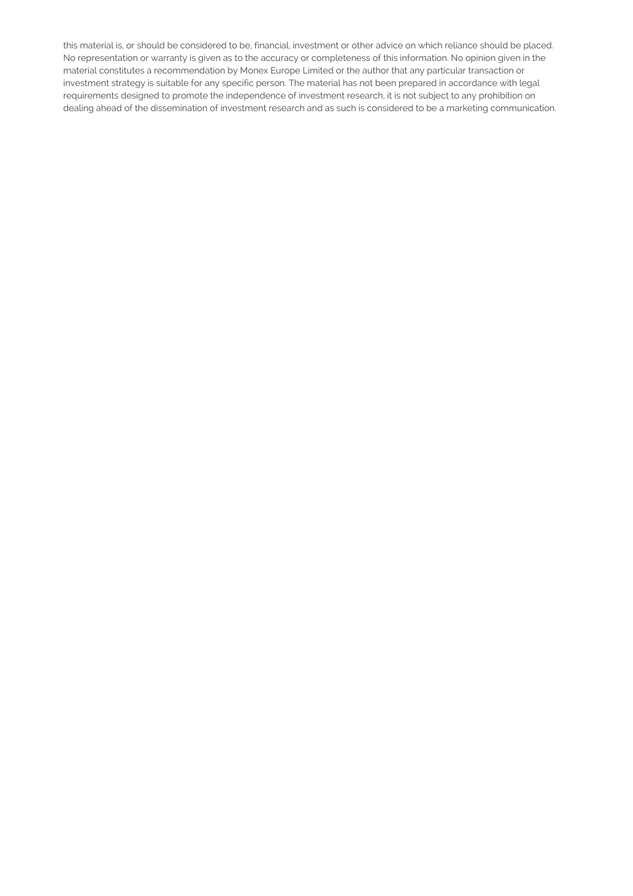this material is, or should be considered to be, financial, investment or other advice on which reliance should be placed. No representation or warranty is given as to the accuracy or completeness of this information. No opinion given in the material constitutes a recommendation by Monex Europe Limited or the author that any particular transaction or investment strategy is suitable for any specific person. The material has not been prepared in accordance with legal requirements designed to promote the independence of investment research, it is not subject to any prohibition on dealing ahead of the dissemination of investment research and as such is considered to be a marketing communication.